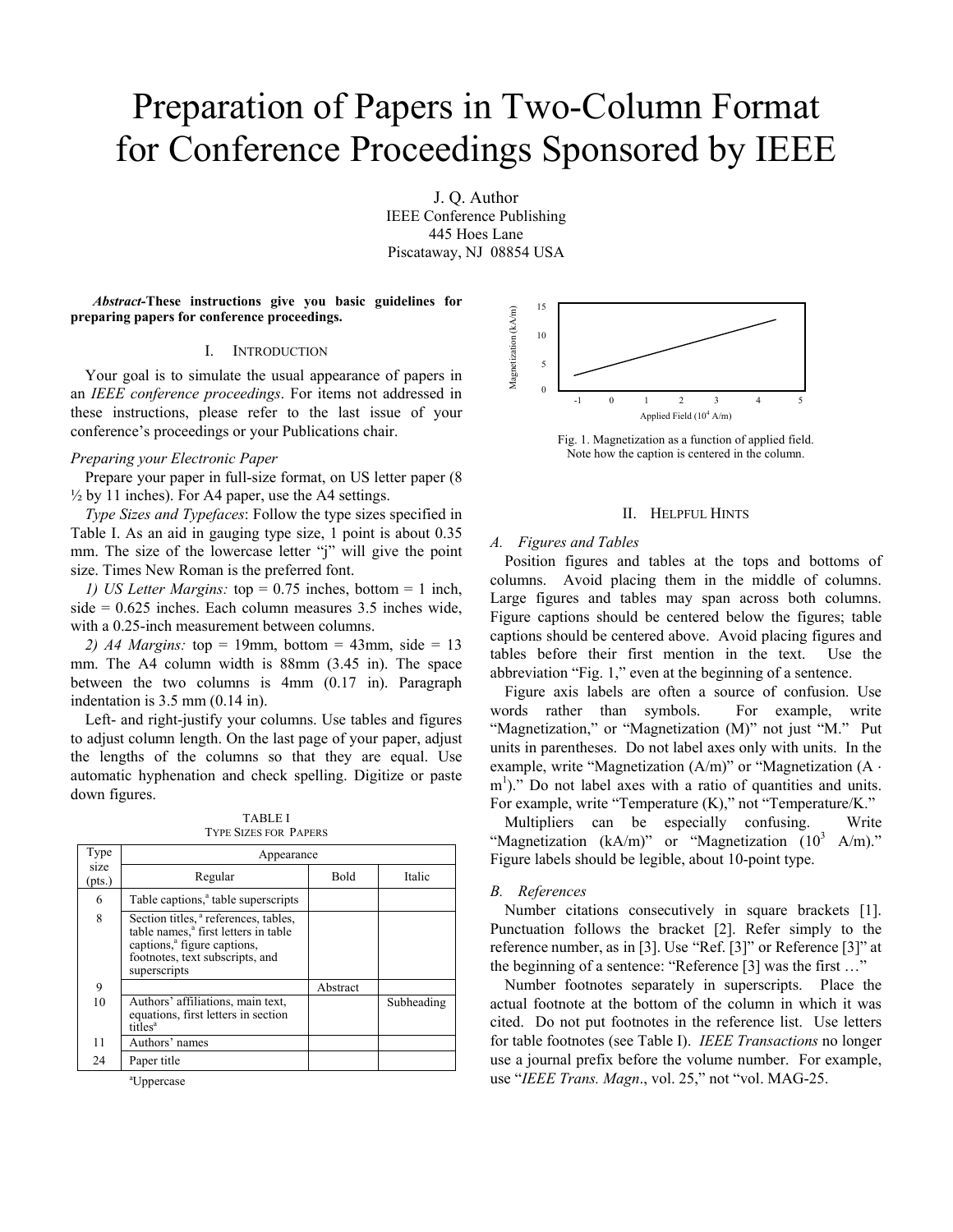# Preparation of Papers in Two-Column Format for Conference Proceedings Sponsored by IEEE

J. Q. Author
IEEE Conference Publishing
445 Hoes Lane
Piscataway, NJ 08854 USA

***Abstract*-These instructions give you basic guidelines for preparing papers for conference proceedings.**

## I. Introduction

Your goal is to simulate the usual appearance of papers in an *IEEE conference proceedings*. For items not addressed in these instructions, please refer to the last issue of your conference's proceedings or your Publications chair.

### *Preparing your Electronic Paper*

Prepare your paper in full-size format, on US letter paper (8 ½ by 11 inches). For A4 paper, use the A4 settings.

*Type Sizes and Typefaces*: Follow the type sizes specified in Table I. As an aid in gauging type size, 1 point is about 0.35 mm. The size of the lowercase letter "j" will give the point size. Times New Roman is the preferred font.

*1) US Letter Margins:* top = 0.75 inches, bottom = 1 inch, side = 0.625 inches. Each column measures 3.5 inches wide, with a 0.25-inch measurement between columns.

*2) A4 Margins:* top = 19mm, bottom = 43mm, side = 13 mm. The A4 column width is 88mm (3.45 in). The space between the two columns is 4mm (0.17 in). Paragraph indentation is 3.5 mm (0.14 in).

Left- and right-justify your columns. Use tables and figures to adjust column length. On the last page of your paper, adjust the lengths of the columns so that they are equal. Use automatic hyphenation and check spelling. Digitize or paste down figures.

TABLE I
Type Sizes for Papers

| Type size (pts.) | Appearance | | |
|---|---|---|---|
| | Regular | Bold | Italic |
| 6 | Table captions,[a] table superscripts | | |
| 8 | Section titles,[a] references, tables, table names,[a] first letters in table captions,[a] figure captions, footnotes, text subscripts, and superscripts | | |
| 9 | | Abstract | |
| 10 | Authors' affiliations, main text, equations, first letters in section titles[a] | | Subheading |
| 11 | Authors' names | | |
| 24 | Paper title | | |

[a]Uppercase

Fig. 1. Magnetization as a function of applied field. Note how the caption is centered in the column.

## II. Helpful Hints

### *A. Figures and Tables*

Position figures and tables at the tops and bottoms of columns. Avoid placing them in the middle of columns. Large figures and tables may span across both columns. Figure captions should be centered below the figures; table captions should be centered above. Avoid placing figures and tables before their first mention in the text. Use the abbreviation "Fig. 1," even at the beginning of a sentence.

Figure axis labels are often a source of confusion. Use words rather than symbols. For example, write "Magnetization," or "Magnetization (M)" not just "M." Put units in parentheses. Do not label axes only with units. In the example, write "Magnetization (A/m)" or "Magnetization ($A \cdot m^1$)." Do not label axes with a ratio of quantities and units. For example, write "Temperature (K)," not "Temperature/K."

Multipliers can be especially confusing. Write "Magnetization (kA/m)" or "Magnetization ($10^3$ A/m)." Figure labels should be legible, about 10-point type.

### *B. References*

Number citations consecutively in square brackets [1]. Punctuation follows the bracket [2]. Refer simply to the reference number, as in [3]. Use "Ref. [3]" or Reference [3]" at the beginning of a sentence: "Reference [3] was the first …"

Number footnotes separately in superscripts. Place the actual footnote at the bottom of the column in which it was cited. Do not put footnotes in the reference list. Use letters for table footnotes (see Table I). *IEEE Transactions* no longer use a journal prefix before the volume number. For example, use "*IEEE Trans. Magn*., vol. 25," not "vol. MAG-25.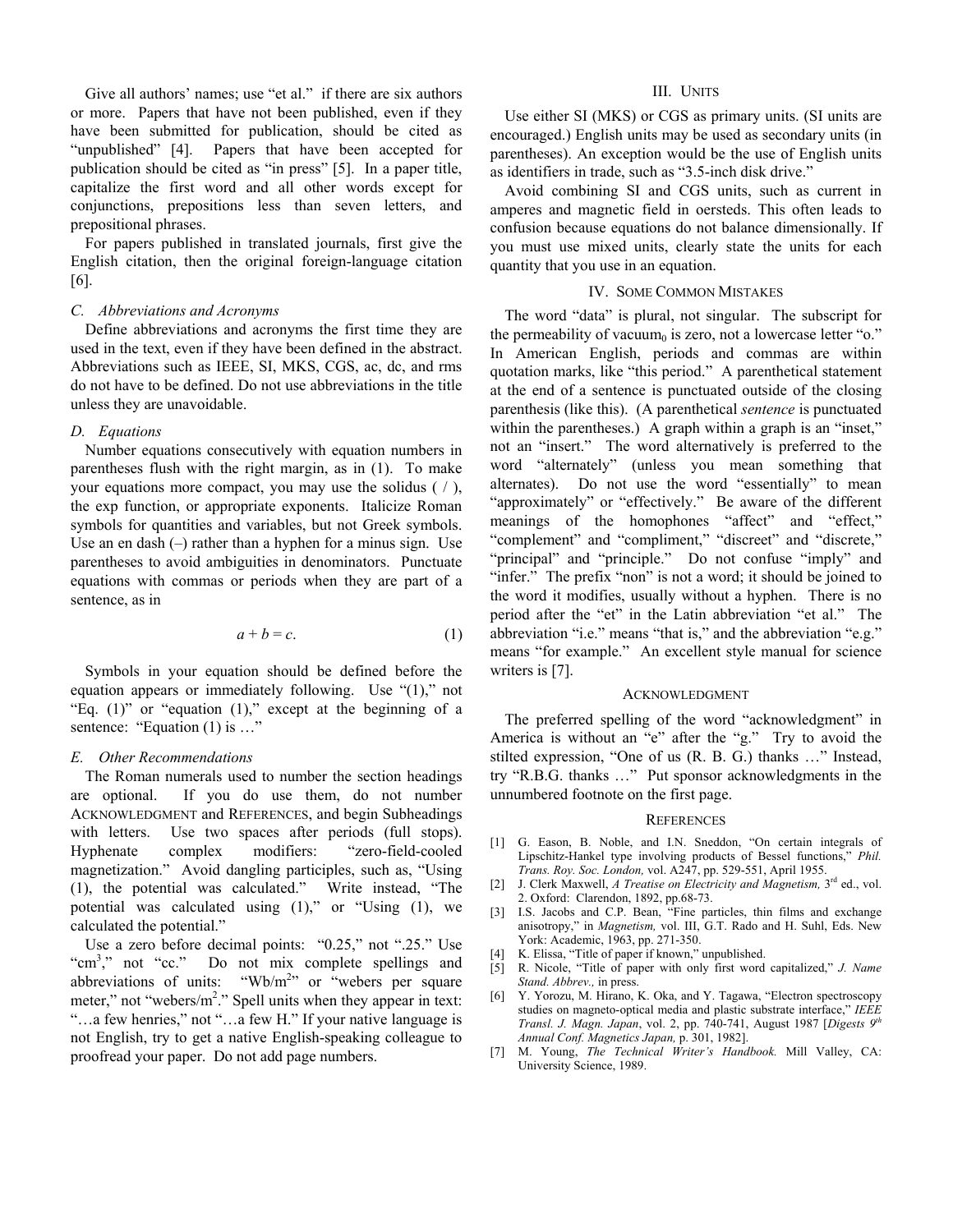Give all authors' names; use "et al." if there are six authors or more. Papers that have not been published, even if they have been submitted for publication, should be cited as "unpublished" [4]. Papers that have been accepted for publication should be cited as "in press" [5]. In a paper title, capitalize the first word and all other words except for conjunctions, prepositions less than seven letters, and prepositional phrases.

For papers published in translated journals, first give the English citation, then the original foreign-language citation [6].

### *C. Abbreviations and Acronyms*

Define abbreviations and acronyms the first time they are used in the text, even if they have been defined in the abstract. Abbreviations such as IEEE, SI, MKS, CGS, ac, dc, and rms do not have to be defined. Do not use abbreviations in the title unless they are unavoidable.

### *D. Equations*

Number equations consecutively with equation numbers in parentheses flush with the right margin, as in (1). To make your equations more compact, you may use the solidus ( / ), the exp function, or appropriate exponents. Italicize Roman symbols for quantities and variables, but not Greek symbols. Use an en dash (–) rather than a hyphen for a minus sign. Use parentheses to avoid ambiguities in denominators. Punctuate equations with commas or periods when they are part of a sentence, as in

$$a + b = c. \tag{1}$$

Symbols in your equation should be defined before the equation appears or immediately following. Use "(1)," not "Eq. (1)" or "equation (1)," except at the beginning of a sentence: "Equation (1) is …"

### *E. Other Recommendations*

The Roman numerals used to number the section headings are optional. If you do use them, do not number ACKNOWLEDGMENT and REFERENCES, and begin Subheadings with letters. Use two spaces after periods (full stops). Hyphenate complex modifiers: "zero-field-cooled magnetization." Avoid dangling participles, such as, "Using (1), the potential was calculated." Write instead, "The potential was calculated using (1)," or "Using (1), we calculated the potential."

Use a zero before decimal points: "0.25," not ".25." Use "$cm^3$," not "cc." Do not mix complete spellings and abbreviations of units: "$Wb/m^2$" or "webers per square meter," not "webers/$m^2$." Spell units when they appear in text: "…a few henries," not "…a few H." If your native language is not English, try to get a native English-speaking colleague to proofread your paper. Do not add page numbers.

## III. UNITS

Use either SI (MKS) or CGS as primary units. (SI units are encouraged.) English units may be used as secondary units (in parentheses). An exception would be the use of English units as identifiers in trade, such as "3.5-inch disk drive."

Avoid combining SI and CGS units, such as current in amperes and magnetic field in oersteds. This often leads to confusion because equations do not balance dimensionally. If you must use mixed units, clearly state the units for each quantity that you use in an equation.

## IV. SOME COMMON MISTAKES

The word "data" is plural, not singular. The subscript for the permeability of vacuum$_0$ is zero, not a lowercase letter "o." In American English, periods and commas are within quotation marks, like "this period." A parenthetical statement at the end of a sentence is punctuated outside of the closing parenthesis (like this). (A parenthetical *sentence* is punctuated within the parentheses.) A graph within a graph is an "inset," not an "insert." The word alternatively is preferred to the word "alternately" (unless you mean something that alternates). Do not use the word "essentially" to mean "approximately" or "effectively." Be aware of the different meanings of the homophones "affect" and "effect," "complement" and "compliment," "discreet" and "discrete," "principal" and "principle." Do not confuse "imply" and "infer." The prefix "non" is not a word; it should be joined to the word it modifies, usually without a hyphen. There is no period after the "et" in the Latin abbreviation "et al." The abbreviation "i.e." means "that is," and the abbreviation "e.g." means "for example." An excellent style manual for science writers is [7].

## ACKNOWLEDGMENT

The preferred spelling of the word "acknowledgment" in America is without an "e" after the "g." Try to avoid the stilted expression, "One of us (R. B. G.) thanks …" Instead, try "R.B.G. thanks …" Put sponsor acknowledgments in the unnumbered footnote on the first page.

## REFERENCES

[1] G. Eason, B. Noble, and I.N. Sneddon, "On certain integrals of Lipschitz-Hankel type involving products of Bessel functions," *Phil. Trans. Roy. Soc. London,* vol. A247, pp. 529-551, April 1955.

[2] J. Clerk Maxwell, *A Treatise on Electricity and Magnetism,* 3rd ed., vol. 2. Oxford: Clarendon, 1892, pp.68-73.

[3] I.S. Jacobs and C.P. Bean, "Fine particles, thin films and exchange anisotropy," in *Magnetism,* vol. III, G.T. Rado and H. Suhl, Eds. New York: Academic, 1963, pp. 271-350.

[4] K. Elissa, "Title of paper if known," unpublished.

[5] R. Nicole, "Title of paper with only first word capitalized," *J. Name Stand. Abbrev.,* in press.

[6] Y. Yorozu, M. Hirano, K. Oka, and Y. Tagawa, "Electron spectroscopy studies on magneto-optical media and plastic substrate interface," *IEEE Transl. J. Magn. Japan*, vol. 2, pp. 740-741, August 1987 [*Digests 9th Annual Conf. Magnetics Japan,* p. 301, 1982].

[7] M. Young, *The Technical Writer's Handbook.* Mill Valley, CA: University Science, 1989.